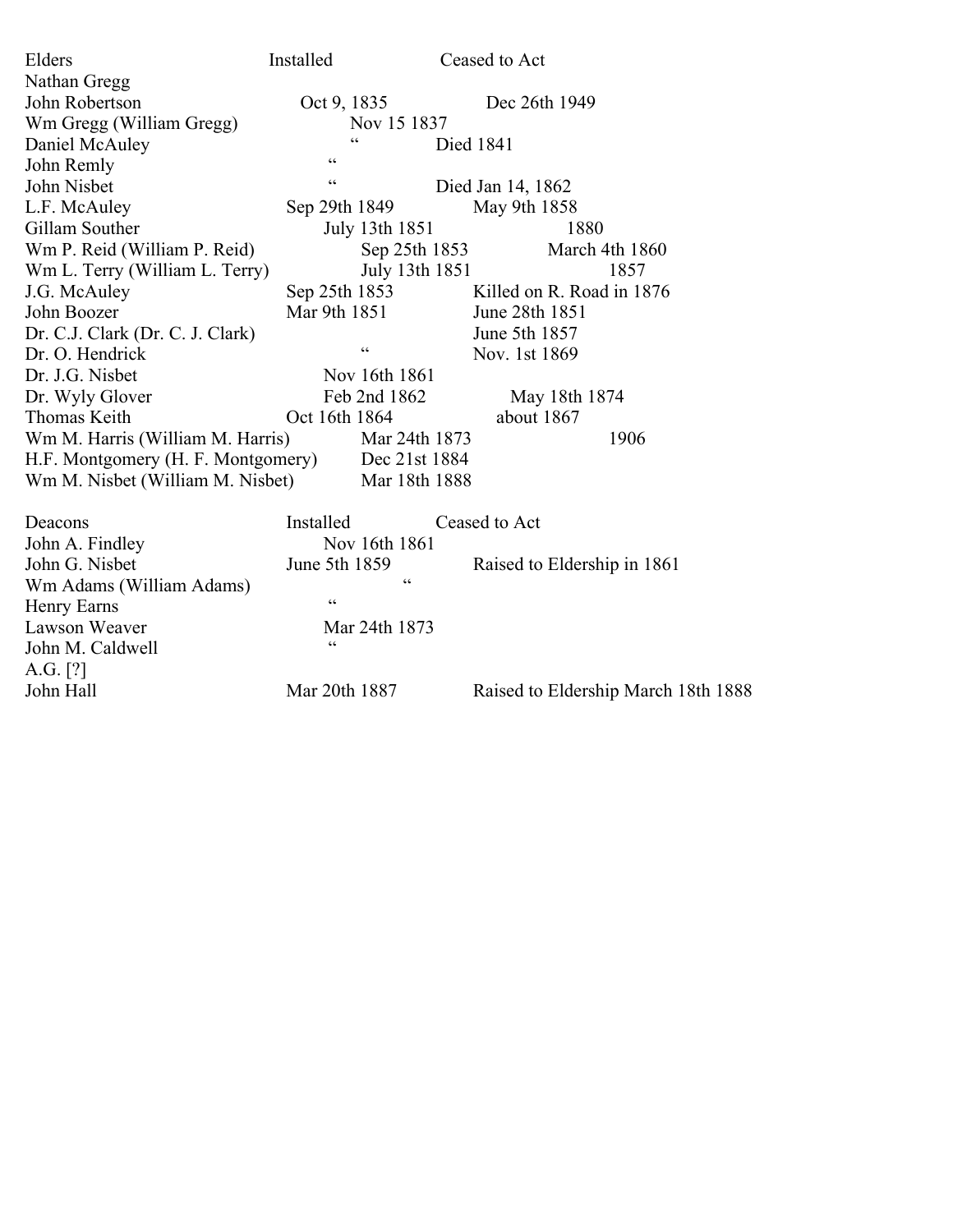| Elders | Installed | Ceased to Act |
|---|---|---|
| Nathan Gregg | | |
| John Robertson | Oct 9, 1835 | Dec 26th 1949 |
| Wm Gregg (William Gregg) | Nov 15 1837 | |
| Daniel McAuley | “ | Died 1841 |
| John Remly | “ | |
| John Nisbet | “ | Died Jan 14, 1862 |
| L.F. McAuley | Sep 29th 1849 | May 9th 1858 |
| Gillam Souther | July 13th 1851 | 1880 |
| Wm P. Reid (William P. Reid) | Sep 25th 1853 | March 4th 1860 |
| Wm L. Terry (William L. Terry) | July 13th 1851 | 1857 |
| J.G. McAuley | Sep 25th 1853 | Killed on R. Road in 1876 |
| John Boozer | Mar 9th 1851 | June 28th 1851 |
| Dr. C.J. Clark (Dr. C. J. Clark) | | June 5th 1857 |
| Dr. O. Hendrick | “ | Nov. 1st 1869 |
| Dr. J.G. Nisbet | Nov 16th 1861 | |
| Dr. Wyly Glover | Feb 2nd 1862 | May 18th 1874 |
| Thomas Keith | Oct 16th 1864 | about 1867 |
| Wm M. Harris (William M. Harris) | Mar 24th 1873 | 1906 |
| H.F. Montgomery (H. F. Montgomery) | Dec 21st 1884 | |
| Wm M. Nisbet (William M. Nisbet) | Mar 18th 1888 | |

| Deacons | Installed | Ceased to Act |
|---|---|---|
| John A. Findley | Nov 16th 1861 | |
| John G. Nisbet | June 5th 1859 | Raised to Eldership in 1861 |
| Wm Adams (William Adams) | “ | |
| Henry Earns | “ | |
| Lawson Weaver | Mar 24th 1873 | |
| John M. Caldwell | “ | |
| A.G. [?] | | |
| John Hall | Mar 20th 1887 | Raised to Eldership March 18th 1888 |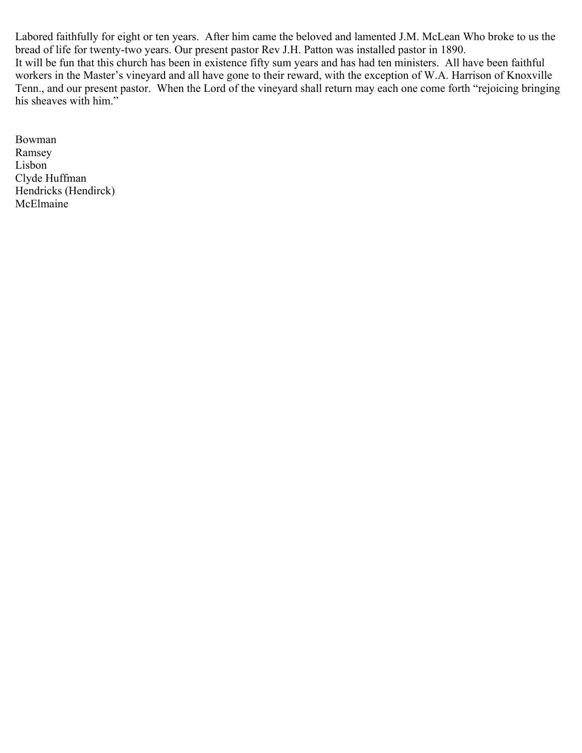Labored faithfully for eight or ten years.  After him came the beloved and lamented J.M. McLean Who broke to us the bread of life for twenty-two years. Our present pastor Rev J.H. Patton was installed pastor in 1890.
It will be fun that this church has been in existence fifty sum years and has had ten ministers.  All have been faithful workers in the Master's vineyard and all have gone to their reward, with the exception of W.A. Harrison of Knoxville Tenn., and our present pastor.  When the Lord of the vineyard shall return may each one come forth "rejoicing bringing his sheaves with him."

Bowman
Ramsey
Lisbon
Clyde Huffman
Hendricks (Hendirck)
McElmaine